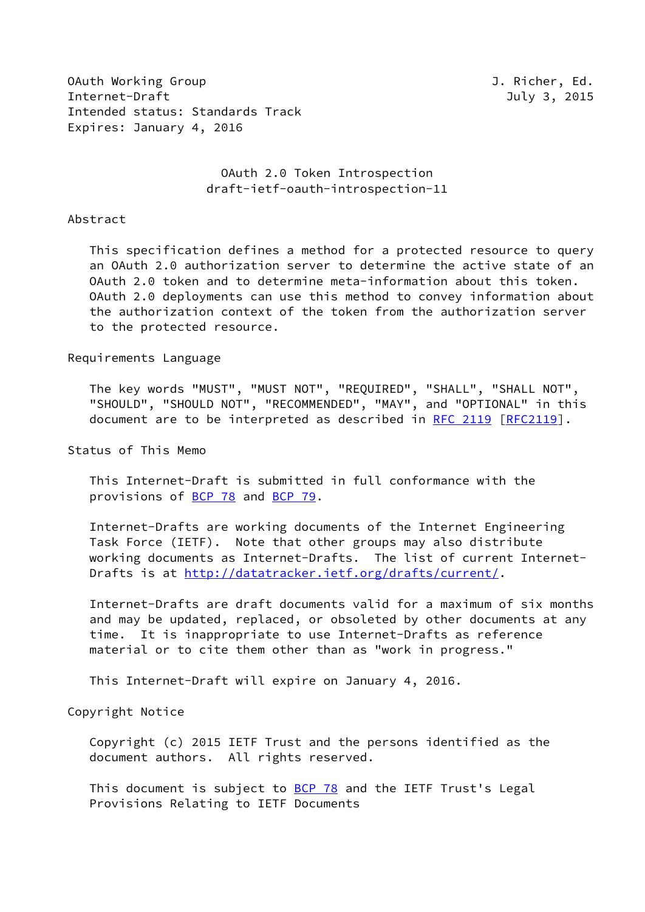OAuth Working Group J. Richer, Ed.
Internet-Draft July 3, 2015
Intended status: Standards Track
Expires: January 4, 2016

# OAuth 2.0 Token Introspection
## draft-ietf-oauth-introspection-11

## Abstract

This specification defines a method for a protected resource to query an OAuth 2.0 authorization server to determine the active state of an OAuth 2.0 token and to determine meta-information about this token. OAuth 2.0 deployments can use this method to convey information about the authorization context of the token from the authorization server to the protected resource.

## Requirements Language

The key words "MUST", "MUST NOT", "REQUIRED", "SHALL", "SHALL NOT", "SHOULD", "SHOULD NOT", "RECOMMENDED", "MAY", and "OPTIONAL" in this document are to be interpreted as described in RFC 2119 [RFC2119].

## Status of This Memo

This Internet-Draft is submitted in full conformance with the provisions of BCP 78 and BCP 79.

Internet-Drafts are working documents of the Internet Engineering Task Force (IETF). Note that other groups may also distribute working documents as Internet-Drafts. The list of current Internet-Drafts is at http://datatracker.ietf.org/drafts/current/.

Internet-Drafts are draft documents valid for a maximum of six months and may be updated, replaced, or obsoleted by other documents at any time. It is inappropriate to use Internet-Drafts as reference material or to cite them other than as "work in progress."

This Internet-Draft will expire on January 4, 2016.

## Copyright Notice

Copyright (c) 2015 IETF Trust and the persons identified as the document authors. All rights reserved.

This document is subject to BCP 78 and the IETF Trust's Legal Provisions Relating to IETF Documents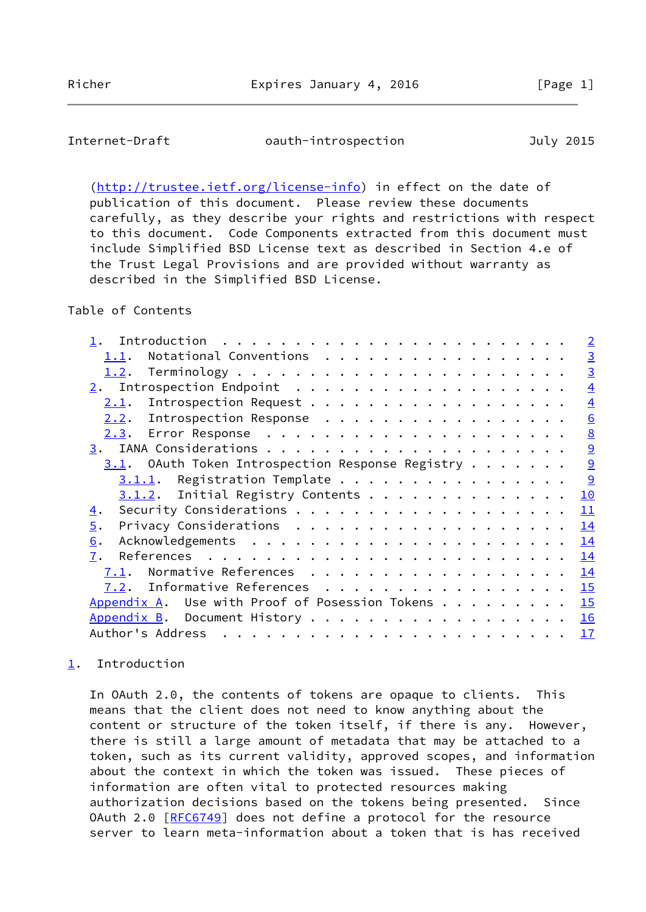(http://trustee.ietf.org/license-info) in effect on the date of publication of this document. Please review these documents carefully, as they describe your rights and restrictions with respect to this document. Code Components extracted from this document must include Simplified BSD License text as described in Section 4.e of the Trust Legal Provisions and are provided without warranty as described in the Simplified BSD License.

Table of Contents

```
   1.  Introduction . . . . . . . . . . . . . . . . . . . . . . . .   2
     1.1.  Notational Conventions . . . . . . . . . . . . . . . . .   3
     1.2.  Terminology  . . . . . . . . . . . . . . . . . . . . . .   3
   2.  Introspection Endpoint . . . . . . . . . . . . . . . . . . .   4
     2.1.  Introspection Request  . . . . . . . . . . . . . . . . .   4
     2.2.  Introspection Response . . . . . . . . . . . . . . . . .   6
     2.3.  Error Response . . . . . . . . . . . . . . . . . . . . .   8
   3.  IANA Considerations  . . . . . . . . . . . . . . . . . . . .   9
     3.1.  OAuth Token Introspection Response Registry  . . . . . .   9
       3.1.1.  Registration Template  . . . . . . . . . . . . . . .   9
       3.1.2.  Initial Registry Contents  . . . . . . . . . . . . .  10
   4.  Security Considerations  . . . . . . . . . . . . . . . . . .  11
   5.  Privacy Considerations . . . . . . . . . . . . . . . . . . .  14
   6.  Acknowledgements . . . . . . . . . . . . . . . . . . . . . .  14
   7.  References . . . . . . . . . . . . . . . . . . . . . . . . .  14
     7.1.  Normative References . . . . . . . . . . . . . . . . . .  14
     7.2.  Informative References . . . . . . . . . . . . . . . . .  15
   Appendix A.  Use with Proof of Posession Tokens  . . . . . . . .  15
   Appendix B.  Document History  . . . . . . . . . . . . . . . . .  16
   Author's Address . . . . . . . . . . . . . . . . . . . . . . . .  17
```

## 1. Introduction

In OAuth 2.0, the contents of tokens are opaque to clients. This means that the client does not need to know anything about the content or structure of the token itself, if there is any. However, there is still a large amount of metadata that may be attached to a token, such as its current validity, approved scopes, and information about the context in which the token was issued. These pieces of information are often vital to protected resources making authorization decisions based on the tokens being presented. Since OAuth 2.0 [RFC6749] does not define a protocol for the resource server to learn meta-information about a token that is has received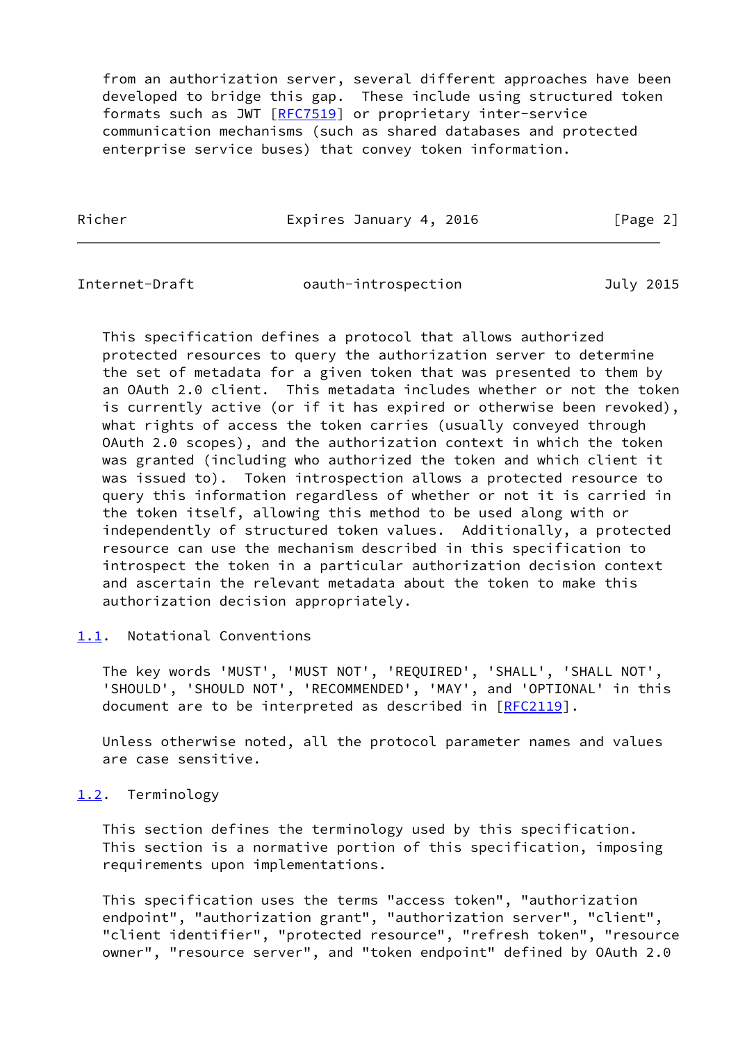from an authorization server, several different approaches have been developed to bridge this gap. These include using structured token formats such as JWT [RFC7519] or proprietary inter-service communication mechanisms (such as shared databases and protected enterprise service buses) that convey token information.

This specification defines a protocol that allows authorized protected resources to query the authorization server to determine the set of metadata for a given token that was presented to them by an OAuth 2.0 client. This metadata includes whether or not the token is currently active (or if it has expired or otherwise been revoked), what rights of access the token carries (usually conveyed through OAuth 2.0 scopes), and the authorization context in which the token was granted (including who authorized the token and which client it was issued to). Token introspection allows a protected resource to query this information regardless of whether or not it is carried in the token itself, allowing this method to be used along with or independently of structured token values. Additionally, a protected resource can use the mechanism described in this specification to introspect the token in a particular authorization decision context and ascertain the relevant metadata about the token to make this authorization decision appropriately.

## 1.1. Notational Conventions

The key words 'MUST', 'MUST NOT', 'REQUIRED', 'SHALL', 'SHALL NOT', 'SHOULD', 'SHOULD NOT', 'RECOMMENDED', 'MAY', and 'OPTIONAL' in this document are to be interpreted as described in [RFC2119].

Unless otherwise noted, all the protocol parameter names and values are case sensitive.

## 1.2. Terminology

This section defines the terminology used by this specification. This section is a normative portion of this specification, imposing requirements upon implementations.

This specification uses the terms "access token", "authorization endpoint", "authorization grant", "authorization server", "client", "client identifier", "protected resource", "refresh token", "resource owner", "resource server", and "token endpoint" defined by OAuth 2.0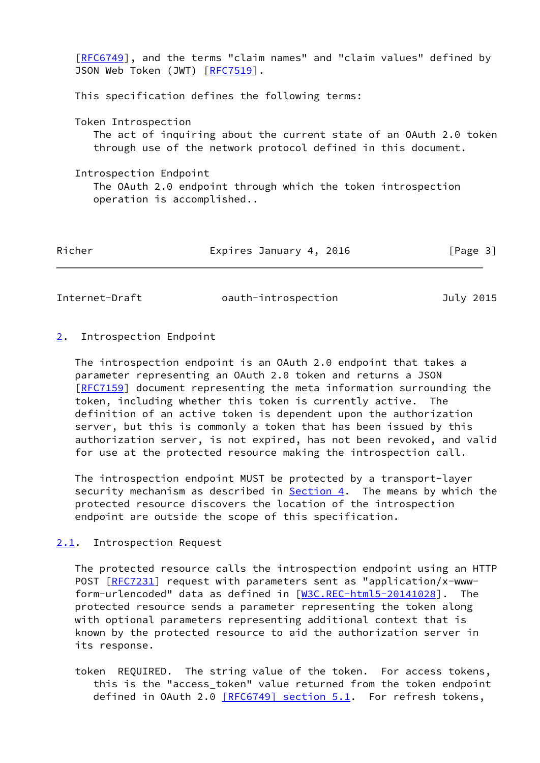[RFC6749], and the terms "claim names" and "claim values" defined by JSON Web Token (JWT) [RFC7519].

This specification defines the following terms:

Token Introspection
: The act of inquiring about the current state of an OAuth 2.0 token through use of the network protocol defined in this document.

Introspection Endpoint
: The OAuth 2.0 endpoint through which the token introspection operation is accomplished..

## 2. Introspection Endpoint

The introspection endpoint is an OAuth 2.0 endpoint that takes a parameter representing an OAuth 2.0 token and returns a JSON [RFC7159] document representing the meta information surrounding the token, including whether this token is currently active. The definition of an active token is dependent upon the authorization server, but this is commonly a token that has been issued by this authorization server, is not expired, has not been revoked, and valid for use at the protected resource making the introspection call.

The introspection endpoint MUST be protected by a transport-layer security mechanism as described in Section 4. The means by which the protected resource discovers the location of the introspection endpoint are outside the scope of this specification.

### 2.1. Introspection Request

The protected resource calls the introspection endpoint using an HTTP POST [RFC7231] request with parameters sent as "application/x-www-form-urlencoded" data as defined in [W3C.REC-html5-20141028]. The protected resource sends a parameter representing the token along with optional parameters representing additional context that is known by the protected resource to aid the authorization server in its response.

token REQUIRED. The string value of the token. For access tokens, this is the "access_token" value returned from the token endpoint defined in OAuth 2.0 [RFC6749] section 5.1. For refresh tokens,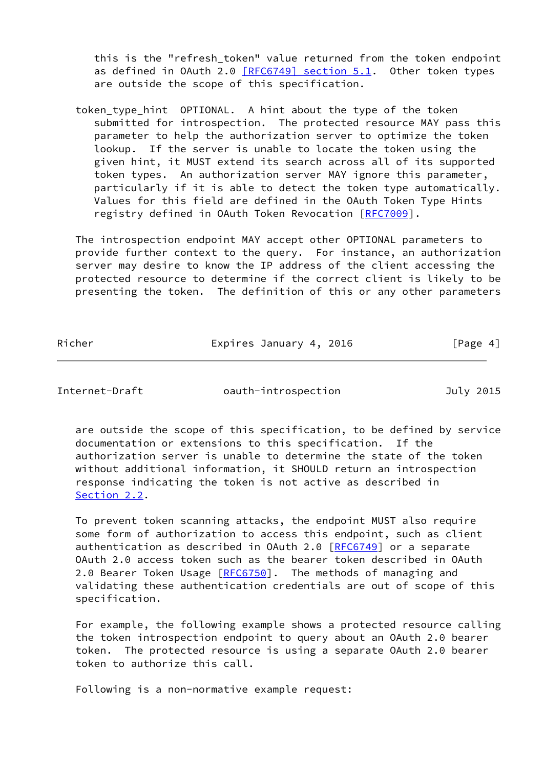this is the "refresh_token" value returned from the token endpoint as defined in OAuth 2.0 [RFC6749] section 5.1. Other token types are outside the scope of this specification.

token_type_hint OPTIONAL. A hint about the type of the token submitted for introspection. The protected resource MAY pass this parameter to help the authorization server to optimize the token lookup. If the server is unable to locate the token using the given hint, it MUST extend its search across all of its supported token types. An authorization server MAY ignore this parameter, particularly if it is able to detect the token type automatically. Values for this field are defined in the OAuth Token Type Hints registry defined in OAuth Token Revocation [RFC7009].

The introspection endpoint MAY accept other OPTIONAL parameters to provide further context to the query. For instance, an authorization server may desire to know the IP address of the client accessing the protected resource to determine if the correct client is likely to be presenting the token. The definition of this or any other parameters are outside the scope of this specification, to be defined by service documentation or extensions to this specification. If the authorization server is unable to determine the state of the token without additional information, it SHOULD return an introspection response indicating the token is not active as described in Section 2.2.

To prevent token scanning attacks, the endpoint MUST also require some form of authorization to access this endpoint, such as client authentication as described in OAuth 2.0 [RFC6749] or a separate OAuth 2.0 access token such as the bearer token described in OAuth 2.0 Bearer Token Usage [RFC6750]. The methods of managing and validating these authentication credentials are out of scope of this specification.

For example, the following example shows a protected resource calling the token introspection endpoint to query about an OAuth 2.0 bearer token. The protected resource is using a separate OAuth 2.0 bearer token to authorize this call.

Following is a non-normative example request: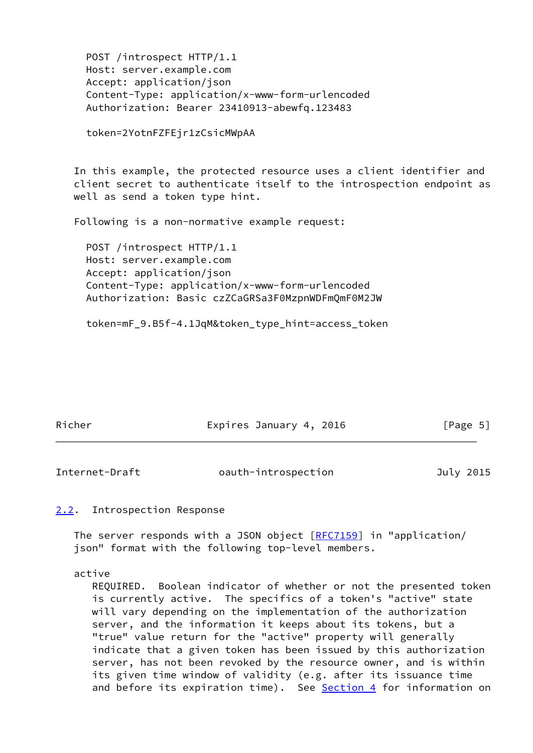```
POST /introspect HTTP/1.1
Host: server.example.com
Accept: application/json
Content-Type: application/x-www-form-urlencoded
Authorization: Bearer 23410913-abewfq.123483

token=2YotnFZFEjr1zCsicMWpAA
```

In this example, the protected resource uses a client identifier and client secret to authenticate itself to the introspection endpoint as well as send a token type hint.

Following is a non-normative example request:

```
POST /introspect HTTP/1.1
Host: server.example.com
Accept: application/json
Content-Type: application/x-www-form-urlencoded
Authorization: Basic czZCaGRSa3F0MzpnWDFmQmF0M2JW

token=mF_9.B5f-4.1JqM&token_type_hint=access_token
```

## 2.2. Introspection Response

The server responds with a JSON object [RFC7159] in "application/json" format with the following top-level members.

active
: REQUIRED. Boolean indicator of whether or not the presented token is currently active. The specifics of a token's "active" state will vary depending on the implementation of the authorization server, and the information it keeps about its tokens, but a "true" value return for the "active" property will generally indicate that a given token has been issued by this authorization server, has not been revoked by the resource owner, and is within its given time window of validity (e.g. after its issuance time and before its expiration time). See Section 4 for information on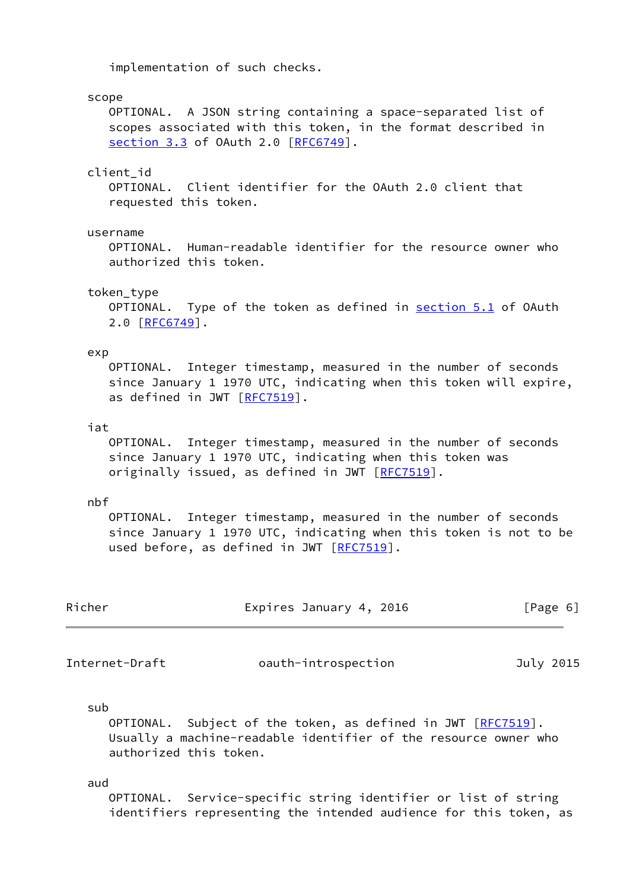implementation of such checks.

scope
OPTIONAL. A JSON string containing a space-separated list of scopes associated with this token, in the format described in section 3.3 of OAuth 2.0 [RFC6749].

client_id
OPTIONAL. Client identifier for the OAuth 2.0 client that requested this token.

username
OPTIONAL. Human-readable identifier for the resource owner who authorized this token.

token_type
OPTIONAL. Type of the token as defined in section 5.1 of OAuth 2.0 [RFC6749].

exp
OPTIONAL. Integer timestamp, measured in the number of seconds since January 1 1970 UTC, indicating when this token will expire, as defined in JWT [RFC7519].

iat
OPTIONAL. Integer timestamp, measured in the number of seconds since January 1 1970 UTC, indicating when this token was originally issued, as defined in JWT [RFC7519].

nbf
OPTIONAL. Integer timestamp, measured in the number of seconds since January 1 1970 UTC, indicating when this token is not to be used before, as defined in JWT [RFC7519].

sub
OPTIONAL. Subject of the token, as defined in JWT [RFC7519]. Usually a machine-readable identifier of the resource owner who authorized this token.

aud
OPTIONAL. Service-specific string identifier or list of string identifiers representing the intended audience for this token, as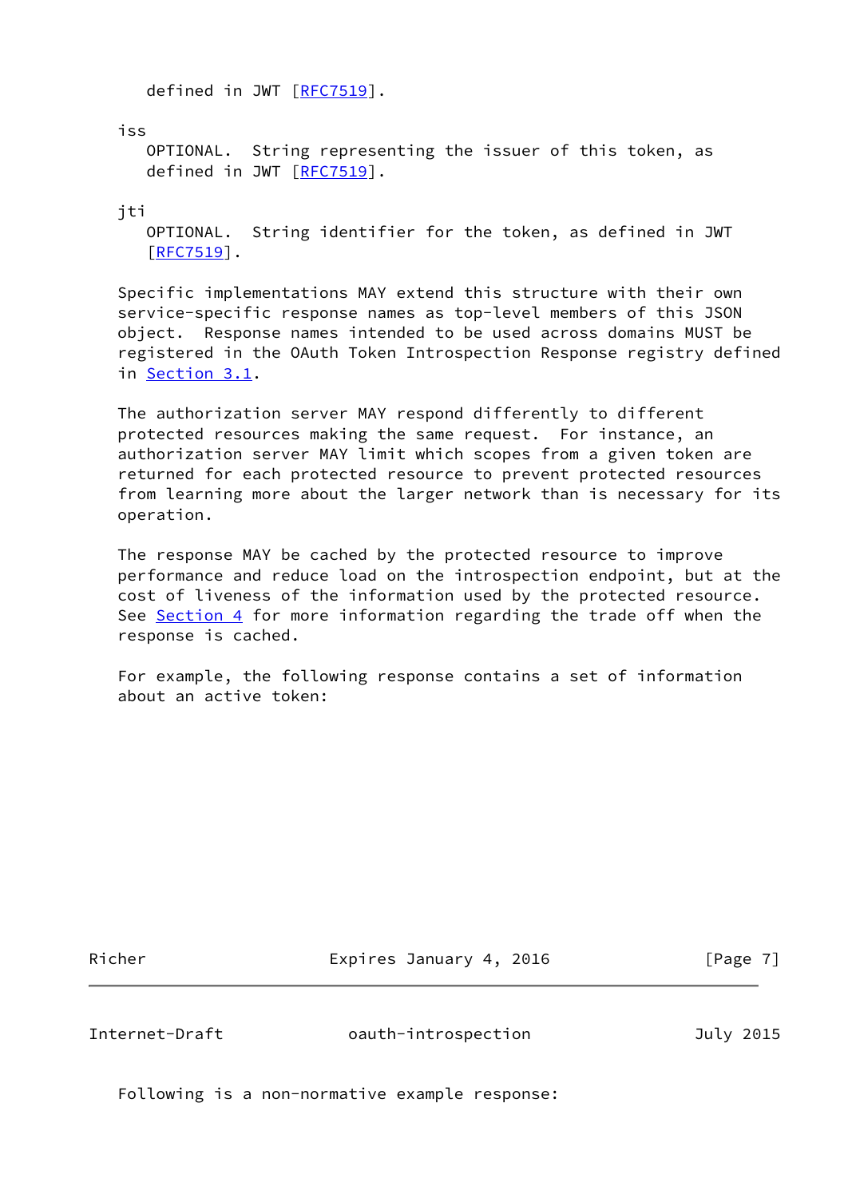defined in JWT [RFC7519].

iss
OPTIONAL. String representing the issuer of this token, as defined in JWT [RFC7519].

jti
OPTIONAL. String identifier for the token, as defined in JWT [RFC7519].

Specific implementations MAY extend this structure with their own service-specific response names as top-level members of this JSON object. Response names intended to be used across domains MUST be registered in the OAuth Token Introspection Response registry defined in Section 3.1.

The authorization server MAY respond differently to different protected resources making the same request. For instance, an authorization server MAY limit which scopes from a given token are returned for each protected resource to prevent protected resources from learning more about the larger network than is necessary for its operation.

The response MAY be cached by the protected resource to improve performance and reduce load on the introspection endpoint, but at the cost of liveness of the information used by the protected resource. See Section 4 for more information regarding the trade off when the response is cached.

For example, the following response contains a set of information about an active token:

Following is a non-normative example response: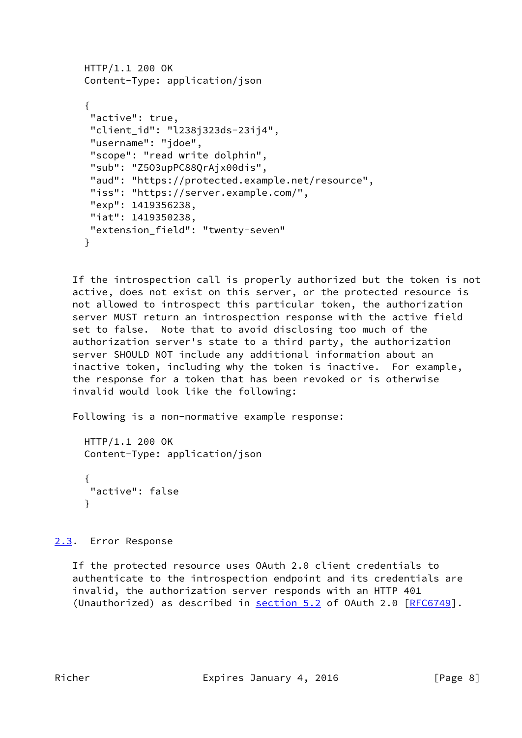```
HTTP/1.1 200 OK
Content-Type: application/json

{
 "active": true,
 "client_id": "l238j323ds-23ij4",
 "username": "jdoe",
 "scope": "read write dolphin",
 "sub": "Z5O3upPC88QrAjx00dis",
 "aud": "https://protected.example.net/resource",
 "iss": "https://server.example.com/",
 "exp": 1419356238,
 "iat": 1419350238,
 "extension_field": "twenty-seven"
}
```

If the introspection call is properly authorized but the token is not active, does not exist on this server, or the protected resource is not allowed to introspect this particular token, the authorization server MUST return an introspection response with the active field set to false. Note that to avoid disclosing too much of the authorization server's state to a third party, the authorization server SHOULD NOT include any additional information about an inactive token, including why the token is inactive. For example, the response for a token that has been revoked or is otherwise invalid would look like the following:

Following is a non-normative example response:

```
HTTP/1.1 200 OK
Content-Type: application/json

{
 "active": false
}
```

## 2.3. Error Response

If the protected resource uses OAuth 2.0 client credentials to authenticate to the introspection endpoint and its credentials are invalid, the authorization server responds with an HTTP 401 (Unauthorized) as described in section 5.2 of OAuth 2.0 [RFC6749].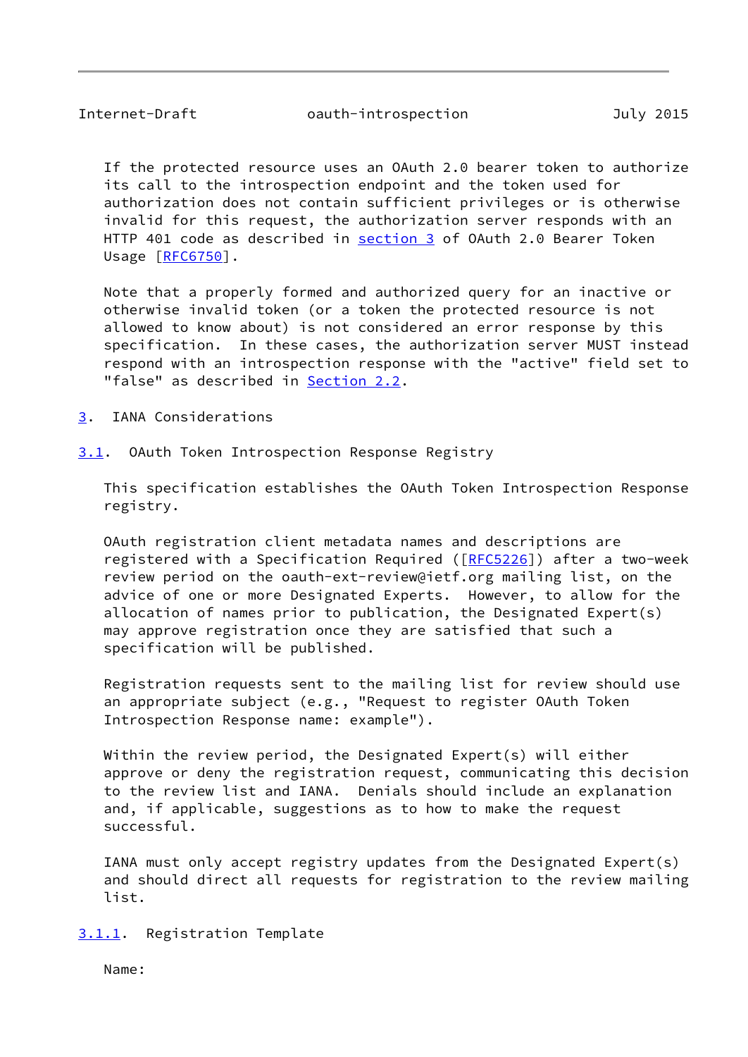If the protected resource uses an OAuth 2.0 bearer token to authorize its call to the introspection endpoint and the token used for authorization does not contain sufficient privileges or is otherwise invalid for this request, the authorization server responds with an HTTP 401 code as described in section 3 of OAuth 2.0 Bearer Token Usage [RFC6750].

Note that a properly formed and authorized query for an inactive or otherwise invalid token (or a token the protected resource is not allowed to know about) is not considered an error response by this specification. In these cases, the authorization server MUST instead respond with an introspection response with the "active" field set to "false" as described in Section 2.2.

# 3. IANA Considerations

## 3.1. OAuth Token Introspection Response Registry

This specification establishes the OAuth Token Introspection Response registry.

OAuth registration client metadata names and descriptions are registered with a Specification Required ([RFC5226]) after a two-week review period on the oauth-ext-review@ietf.org mailing list, on the advice of one or more Designated Experts. However, to allow for the allocation of names prior to publication, the Designated Expert(s) may approve registration once they are satisfied that such a specification will be published.

Registration requests sent to the mailing list for review should use an appropriate subject (e.g., "Request to register OAuth Token Introspection Response name: example").

Within the review period, the Designated Expert(s) will either approve or deny the registration request, communicating this decision to the review list and IANA. Denials should include an explanation and, if applicable, suggestions as to how to make the request successful.

IANA must only accept registry updates from the Designated Expert(s) and should direct all requests for registration to the review mailing list.

### 3.1.1. Registration Template

Name: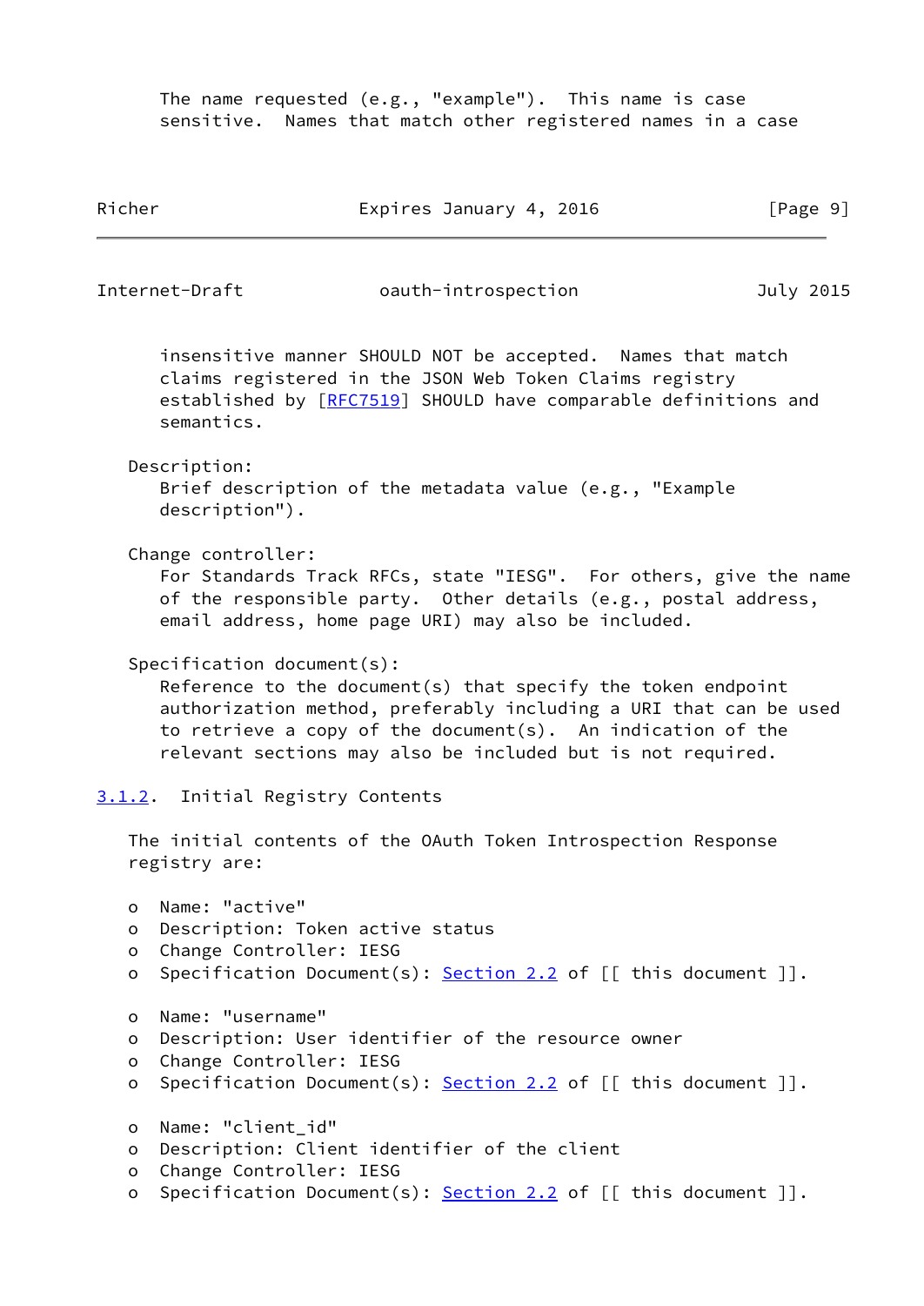The name requested (e.g., "example"). This name is case sensitive. Names that match other registered names in a case insensitive manner SHOULD NOT be accepted. Names that match claims registered in the JSON Web Token Claims registry established by [RFC7519] SHOULD have comparable definitions and semantics.

Description:
Brief description of the metadata value (e.g., "Example description").

Change controller:
For Standards Track RFCs, state "IESG". For others, give the name of the responsible party. Other details (e.g., postal address, email address, home page URI) may also be included.

Specification document(s):
Reference to the document(s) that specify the token endpoint authorization method, preferably including a URI that can be used to retrieve a copy of the document(s). An indication of the relevant sections may also be included but is not required.

### 3.1.2. Initial Registry Contents

The initial contents of the OAuth Token Introspection Response registry are:

- Name: "active"
- Description: Token active status
- Change Controller: IESG
- Specification Document(s): Section 2.2 of [[ this document ]].

- Name: "username"
- Description: User identifier of the resource owner
- Change Controller: IESG
- Specification Document(s): Section 2.2 of [[ this document ]].

- Name: "client_id"
- Description: Client identifier of the client
- Change Controller: IESG
- Specification Document(s): Section 2.2 of [[ this document ]].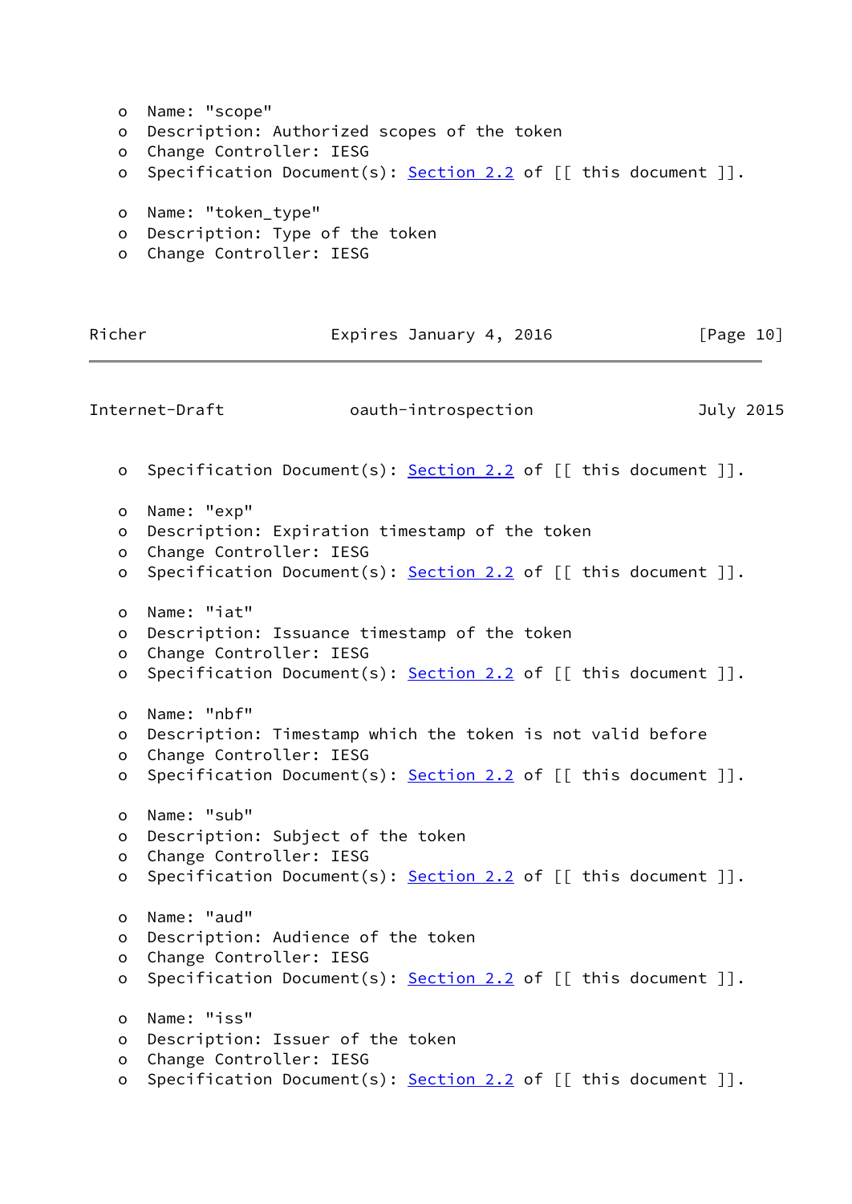- Name: "scope"
- Description: Authorized scopes of the token
- Change Controller: IESG
- Specification Document(s): Section 2.2 of [[ this document ]].

- Name: "token_type"
- Description: Type of the token
- Change Controller: IESG
- Specification Document(s): Section 2.2 of [[ this document ]].

- Name: "exp"
- Description: Expiration timestamp of the token
- Change Controller: IESG
- Specification Document(s): Section 2.2 of [[ this document ]].

- Name: "iat"
- Description: Issuance timestamp of the token
- Change Controller: IESG
- Specification Document(s): Section 2.2 of [[ this document ]].

- Name: "nbf"
- Description: Timestamp which the token is not valid before
- Change Controller: IESG
- Specification Document(s): Section 2.2 of [[ this document ]].

- Name: "sub"
- Description: Subject of the token
- Change Controller: IESG
- Specification Document(s): Section 2.2 of [[ this document ]].

- Name: "aud"
- Description: Audience of the token
- Change Controller: IESG
- Specification Document(s): Section 2.2 of [[ this document ]].

- Name: "iss"
- Description: Issuer of the token
- Change Controller: IESG
- Specification Document(s): Section 2.2 of [[ this document ]].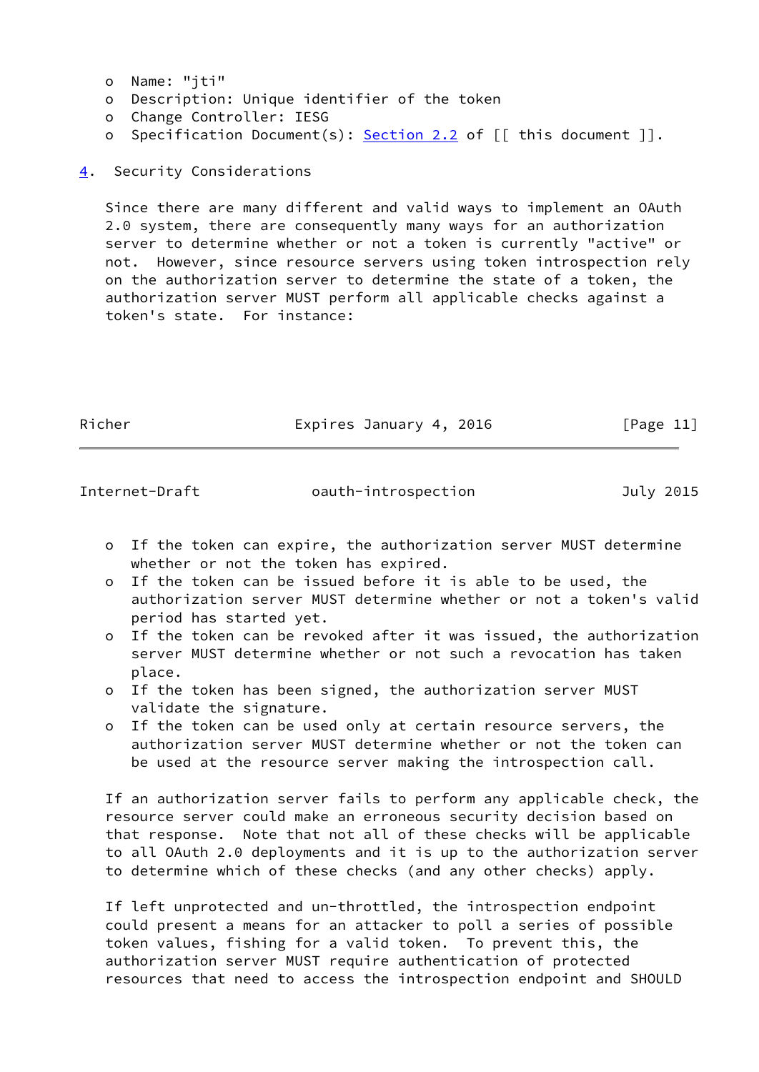- Name: "jti"
- Description: Unique identifier of the token
- Change Controller: IESG
- Specification Document(s): Section 2.2 of [[ this document ]].

## 4. Security Considerations

Since there are many different and valid ways to implement an OAuth 2.0 system, there are consequently many ways for an authorization server to determine whether or not a token is currently "active" or not. However, since resource servers using token introspection rely on the authorization server to determine the state of a token, the authorization server MUST perform all applicable checks against a token's state. For instance:

- If the token can expire, the authorization server MUST determine whether or not the token has expired.
- If the token can be issued before it is able to be used, the authorization server MUST determine whether or not a token's valid period has started yet.
- If the token can be revoked after it was issued, the authorization server MUST determine whether or not such a revocation has taken place.
- If the token has been signed, the authorization server MUST validate the signature.
- If the token can be used only at certain resource servers, the authorization server MUST determine whether or not the token can be used at the resource server making the introspection call.

If an authorization server fails to perform any applicable check, the resource server could make an erroneous security decision based on that response. Note that not all of these checks will be applicable to all OAuth 2.0 deployments and it is up to the authorization server to determine which of these checks (and any other checks) apply.

If left unprotected and un-throttled, the introspection endpoint could present a means for an attacker to poll a series of possible token values, fishing for a valid token. To prevent this, the authorization server MUST require authentication of protected resources that need to access the introspection endpoint and SHOULD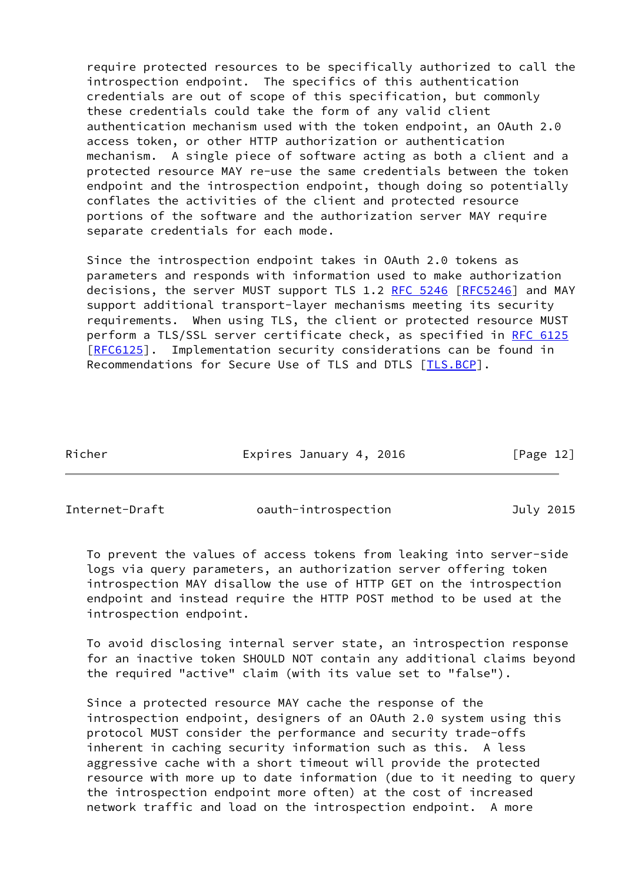require protected resources to be specifically authorized to call the introspection endpoint. The specifics of this authentication credentials are out of scope of this specification, but commonly these credentials could take the form of any valid client authentication mechanism used with the token endpoint, an OAuth 2.0 access token, or other HTTP authorization or authentication mechanism. A single piece of software acting as both a client and a protected resource MAY re-use the same credentials between the token endpoint and the introspection endpoint, though doing so potentially conflates the activities of the client and protected resource portions of the software and the authorization server MAY require separate credentials for each mode.

Since the introspection endpoint takes in OAuth 2.0 tokens as parameters and responds with information used to make authorization decisions, the server MUST support TLS 1.2 RFC 5246 [RFC5246] and MAY support additional transport-layer mechanisms meeting its security requirements. When using TLS, the client or protected resource MUST perform a TLS/SSL server certificate check, as specified in RFC 6125 [RFC6125]. Implementation security considerations can be found in Recommendations for Secure Use of TLS and DTLS [TLS.BCP].

To prevent the values of access tokens from leaking into server-side logs via query parameters, an authorization server offering token introspection MAY disallow the use of HTTP GET on the introspection endpoint and instead require the HTTP POST method to be used at the introspection endpoint.

To avoid disclosing internal server state, an introspection response for an inactive token SHOULD NOT contain any additional claims beyond the required "active" claim (with its value set to "false").

Since a protected resource MAY cache the response of the introspection endpoint, designers of an OAuth 2.0 system using this protocol MUST consider the performance and security trade-offs inherent in caching security information such as this. A less aggressive cache with a short timeout will provide the protected resource with more up to date information (due to it needing to query the introspection endpoint more often) at the cost of increased network traffic and load on the introspection endpoint. A more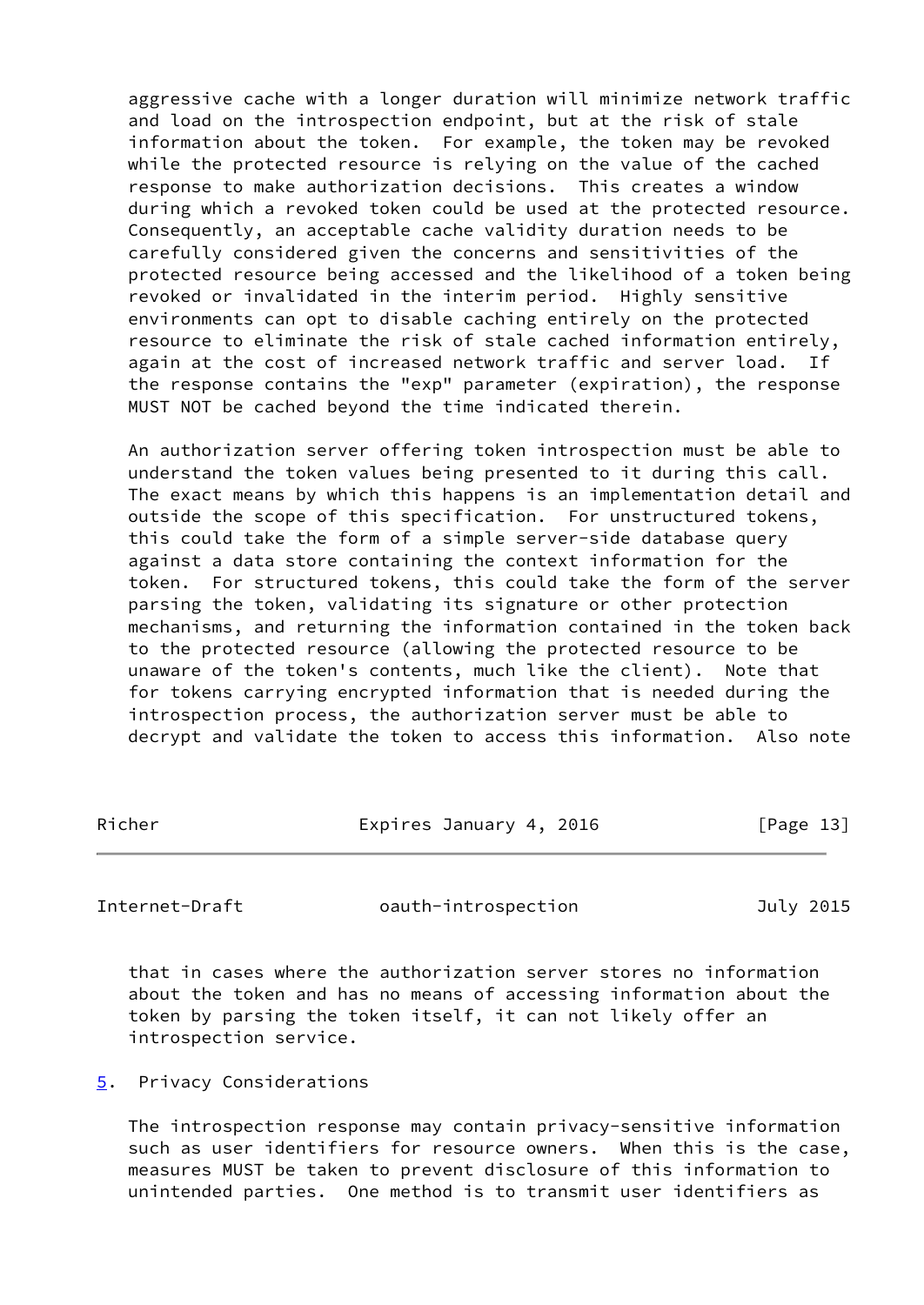aggressive cache with a longer duration will minimize network traffic and load on the introspection endpoint, but at the risk of stale information about the token. For example, the token may be revoked while the protected resource is relying on the value of the cached response to make authorization decisions. This creates a window during which a revoked token could be used at the protected resource. Consequently, an acceptable cache validity duration needs to be carefully considered given the concerns and sensitivities of the protected resource being accessed and the likelihood of a token being revoked or invalidated in the interim period. Highly sensitive environments can opt to disable caching entirely on the protected resource to eliminate the risk of stale cached information entirely, again at the cost of increased network traffic and server load. If the response contains the "exp" parameter (expiration), the response MUST NOT be cached beyond the time indicated therein.

An authorization server offering token introspection must be able to understand the token values being presented to it during this call. The exact means by which this happens is an implementation detail and outside the scope of this specification. For unstructured tokens, this could take the form of a simple server-side database query against a data store containing the context information for the token. For structured tokens, this could take the form of the server parsing the token, validating its signature or other protection mechanisms, and returning the information contained in the token back to the protected resource (allowing the protected resource to be unaware of the token's contents, much like the client). Note that for tokens carrying encrypted information that is needed during the introspection process, the authorization server must be able to decrypt and validate the token to access this information. Also note that in cases where the authorization server stores no information about the token and has no means of accessing information about the token by parsing the token itself, it can not likely offer an introspection service.

## 5. Privacy Considerations

The introspection response may contain privacy-sensitive information such as user identifiers for resource owners. When this is the case, measures MUST be taken to prevent disclosure of this information to unintended parties. One method is to transmit user identifiers as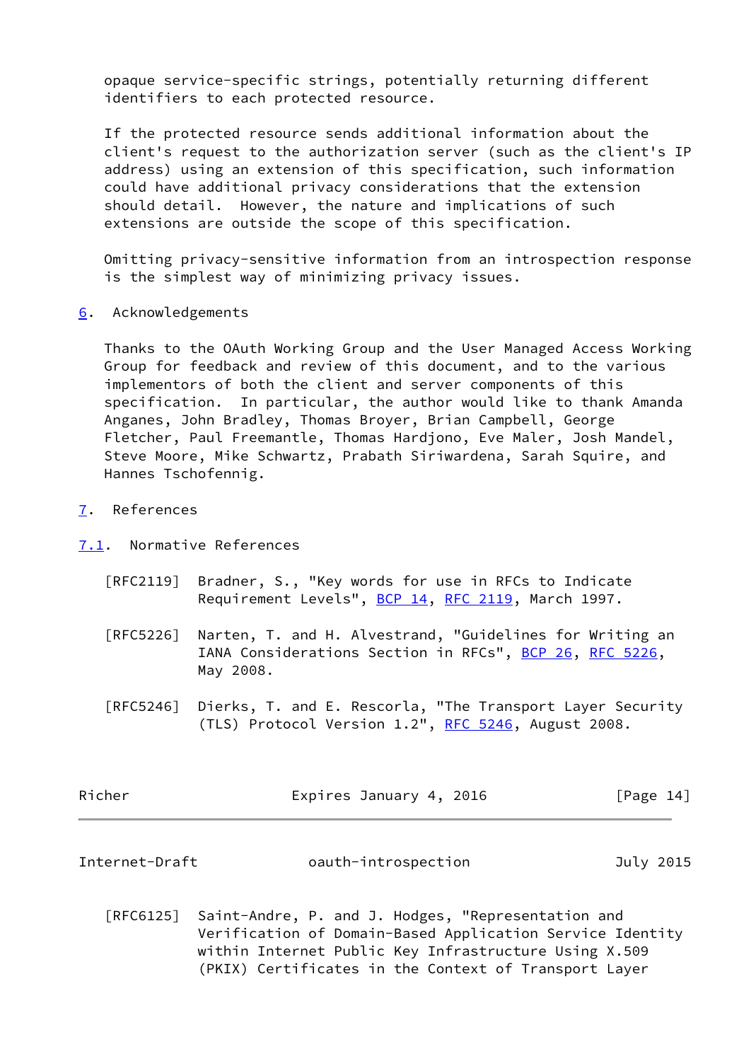opaque service-specific strings, potentially returning different identifiers to each protected resource.

If the protected resource sends additional information about the client's request to the authorization server (such as the client's IP address) using an extension of this specification, such information could have additional privacy considerations that the extension should detail. However, the nature and implications of such extensions are outside the scope of this specification.

Omitting privacy-sensitive information from an introspection response is the simplest way of minimizing privacy issues.

## 6. Acknowledgements

Thanks to the OAuth Working Group and the User Managed Access Working Group for feedback and review of this document, and to the various implementors of both the client and server components of this specification. In particular, the author would like to thank Amanda Anganes, John Bradley, Thomas Broyer, Brian Campbell, George Fletcher, Paul Freemantle, Thomas Hardjono, Eve Maler, Josh Mandel, Steve Moore, Mike Schwartz, Prabath Siriwardena, Sarah Squire, and Hannes Tschofennig.

## 7. References

### 7.1. Normative References

[RFC2119] Bradner, S., "Key words for use in RFCs to Indicate Requirement Levels", BCP 14, RFC 2119, March 1997.

[RFC5226] Narten, T. and H. Alvestrand, "Guidelines for Writing an IANA Considerations Section in RFCs", BCP 26, RFC 5226, May 2008.

[RFC5246] Dierks, T. and E. Rescorla, "The Transport Layer Security (TLS) Protocol Version 1.2", RFC 5246, August 2008.

[RFC6125] Saint-Andre, P. and J. Hodges, "Representation and Verification of Domain-Based Application Service Identity within Internet Public Key Infrastructure Using X.509 (PKIX) Certificates in the Context of Transport Layer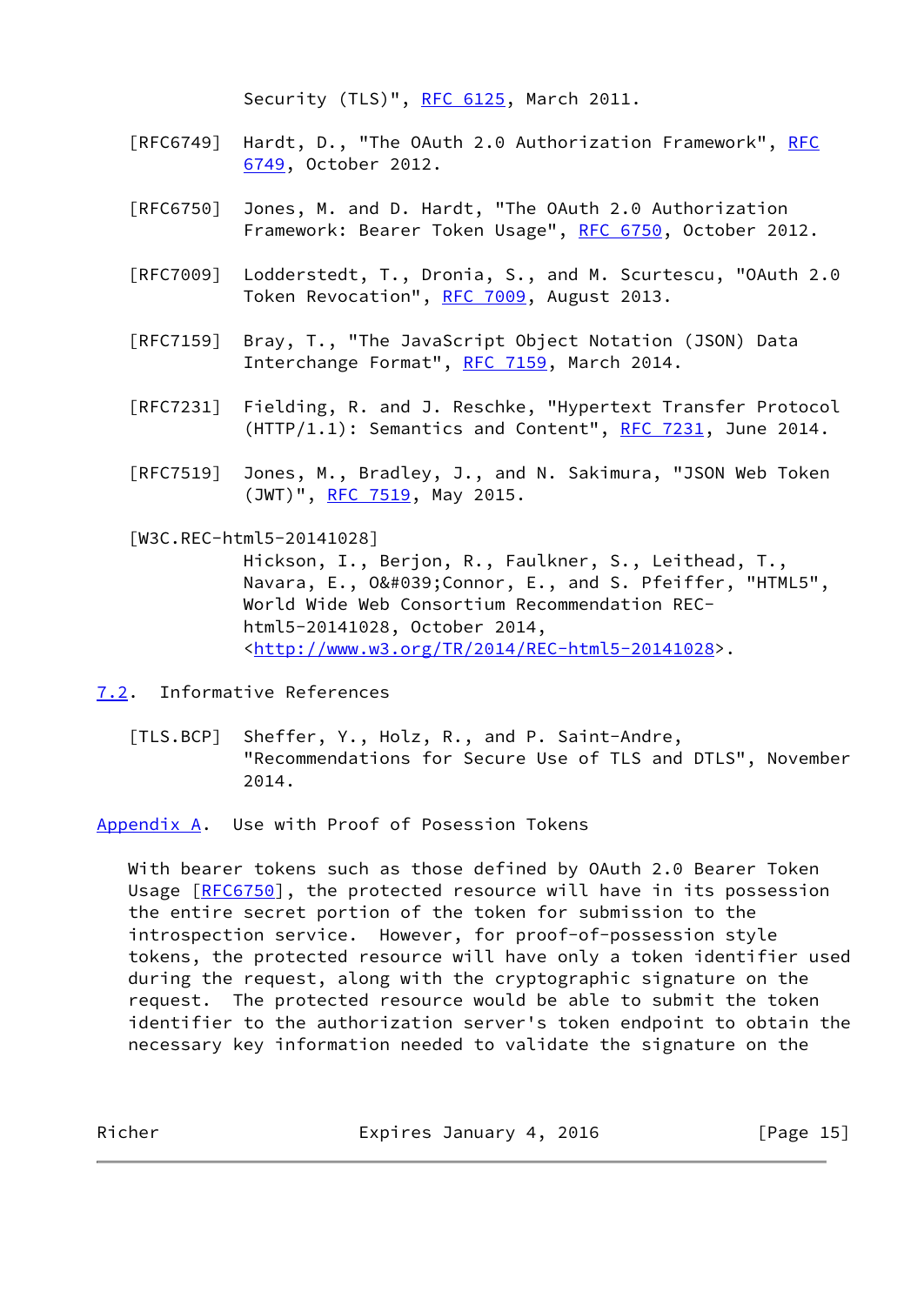Security (TLS)", RFC 6125, March 2011.

[RFC6749] Hardt, D., "The OAuth 2.0 Authorization Framework", RFC 6749, October 2012.

[RFC6750] Jones, M. and D. Hardt, "The OAuth 2.0 Authorization Framework: Bearer Token Usage", RFC 6750, October 2012.

[RFC7009] Lodderstedt, T., Dronia, S., and M. Scurtescu, "OAuth 2.0 Token Revocation", RFC 7009, August 2013.

[RFC7159] Bray, T., "The JavaScript Object Notation (JSON) Data Interchange Format", RFC 7159, March 2014.

[RFC7231] Fielding, R. and J. Reschke, "Hypertext Transfer Protocol (HTTP/1.1): Semantics and Content", RFC 7231, June 2014.

[RFC7519] Jones, M., Bradley, J., and N. Sakimura, "JSON Web Token (JWT)", RFC 7519, May 2015.

[W3C.REC-html5-20141028]
Hickson, I., Berjon, R., Faulkner, S., Leithead, T., Navara, E., O&#039;Connor, E., and S. Pfeiffer, "HTML5", World Wide Web Consortium Recommendation REC-html5-20141028, October 2014, <http://www.w3.org/TR/2014/REC-html5-20141028>.

## 7.2. Informative References

[TLS.BCP] Sheffer, Y., Holz, R., and P. Saint-Andre, "Recommendations for Secure Use of TLS and DTLS", November 2014.

## Appendix A. Use with Proof of Posession Tokens

With bearer tokens such as those defined by OAuth 2.0 Bearer Token Usage [RFC6750], the protected resource will have in its possession the entire secret portion of the token for submission to the introspection service. However, for proof-of-possession style tokens, the protected resource will have only a token identifier used during the request, along with the cryptographic signature on the request. The protected resource would be able to submit the token identifier to the authorization server's token endpoint to obtain the necessary key information needed to validate the signature on the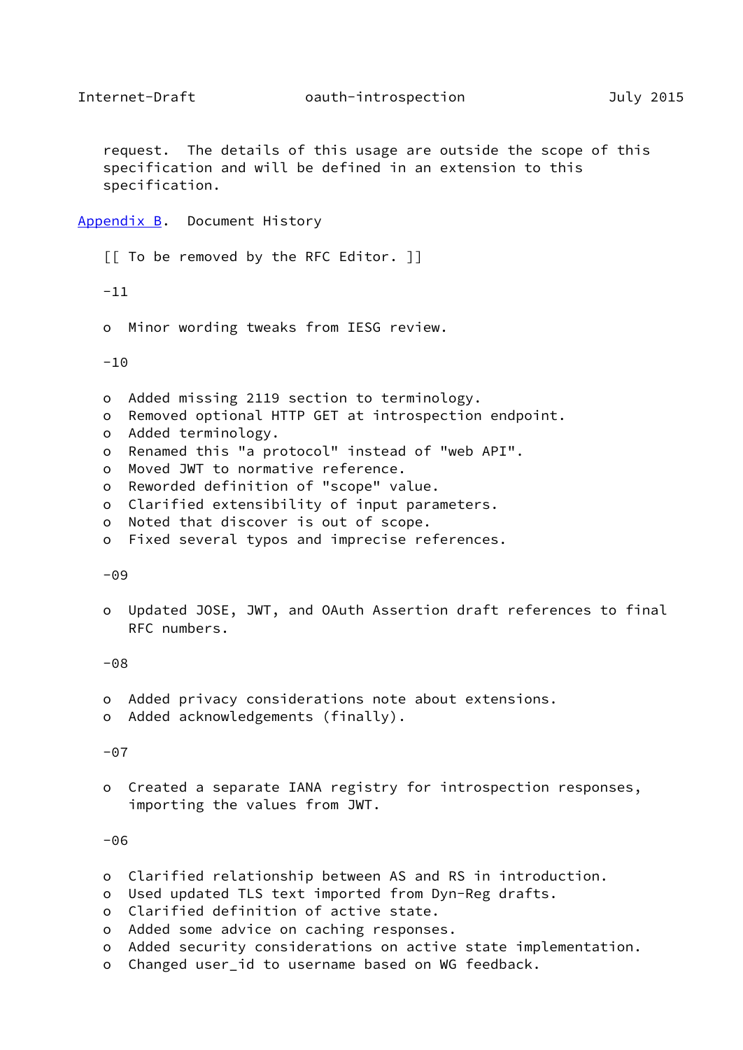request. The details of this usage are outside the scope of this specification and will be defined in an extension to this specification.

## Appendix B. Document History

[[ To be removed by the RFC Editor. ]]

-11

- Minor wording tweaks from IESG review.

-10

- Added missing 2119 section to terminology.
- Removed optional HTTP GET at introspection endpoint.
- Added terminology.
- Renamed this "a protocol" instead of "web API".
- Moved JWT to normative reference.
- Reworded definition of "scope" value.
- Clarified extensibility of input parameters.
- Noted that discover is out of scope.
- Fixed several typos and imprecise references.

-09

- Updated JOSE, JWT, and OAuth Assertion draft references to final RFC numbers.

-08

- Added privacy considerations note about extensions.
- Added acknowledgements (finally).

-07

- Created a separate IANA registry for introspection responses, importing the values from JWT.

-06

- Clarified relationship between AS and RS in introduction.
- Used updated TLS text imported from Dyn-Reg drafts.
- Clarified definition of active state.
- Added some advice on caching responses.
- Added security considerations on active state implementation.
- Changed user_id to username based on WG feedback.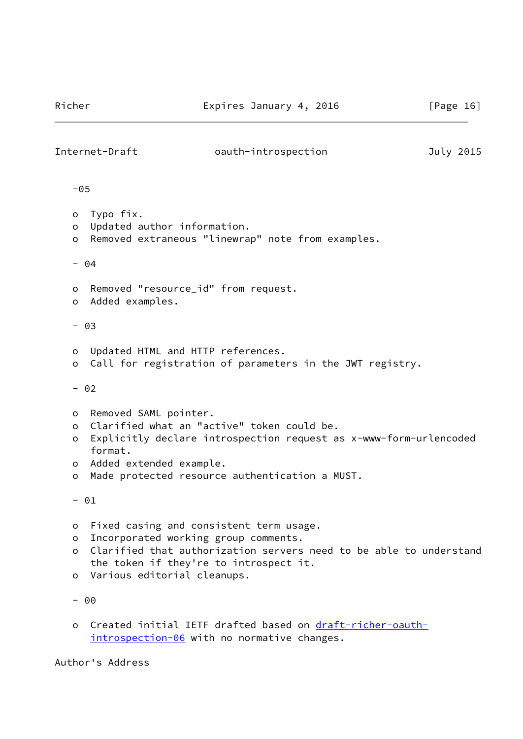-05

- Typo fix.
- Updated author information.
- Removed extraneous "linewrap" note from examples.

- 04

- Removed "resource_id" from request.
- Added examples.

- 03

- Updated HTML and HTTP references.
- Call for registration of parameters in the JWT registry.

- 02

- Removed SAML pointer.
- Clarified what an "active" token could be.
- Explicitly declare introspection request as x-www-form-urlencoded format.
- Added extended example.
- Made protected resource authentication a MUST.

- 01

- Fixed casing and consistent term usage.
- Incorporated working group comments.
- Clarified that authorization servers need to be able to understand the token if they're to introspect it.
- Various editorial cleanups.

- 00

- Created initial IETF drafted based on draft-richer-oauth-introspection-06 with no normative changes.

## Author's Address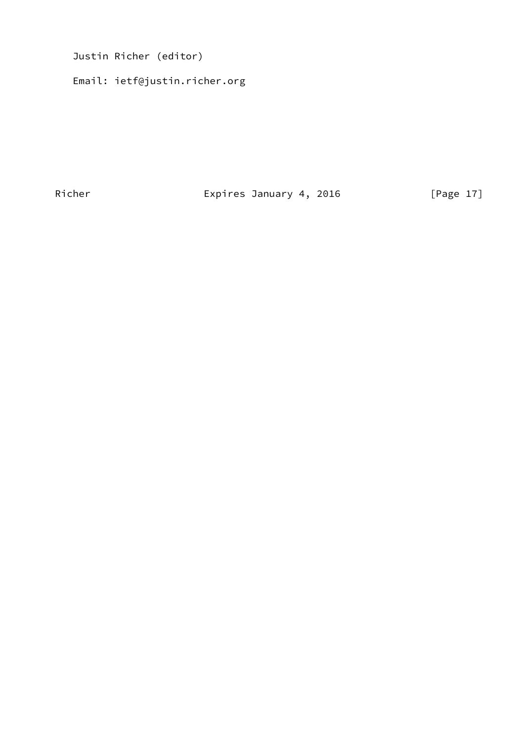Justin Richer (editor)

Email: ietf@justin.richer.org